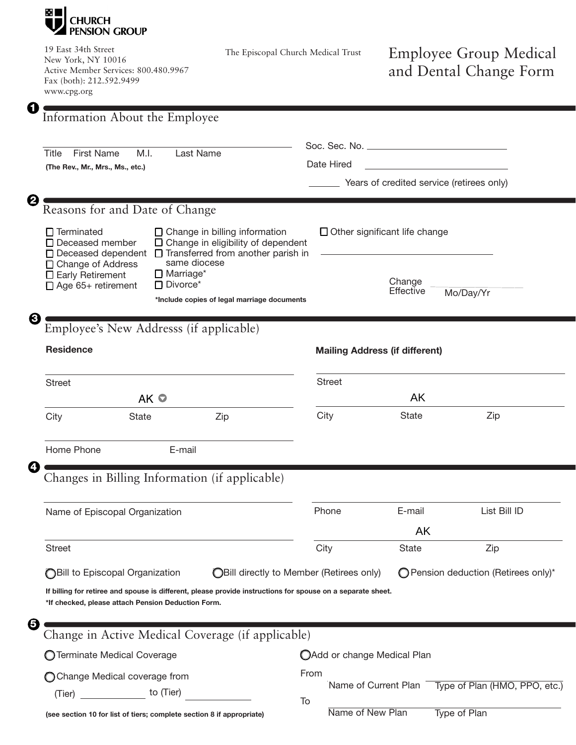**CHURCH PENSION GROUP**

19 East 34th Street
New York, NY 10016
Active Member Services: 800.480.9967
Fax (both): 212.592.9499
www.cpg.org

The Episcopal Church Medical Trust

# Employee Group Medical and Dental Change Form

## 1 Information About the Employee

Title First Name M.I. Last Name
**(The Rev., Mr., Mrs., Ms., etc.)**

Soc. Sec. No. ____________________

Date Hired ____________________

_______ Years of credited service (retirees only)

## 2 Reasons for and Date of Change

- ☐ Terminated
- ☐ Deceased member
- ☐ Deceased dependent
- ☐ Change of Address
- ☐ Early Retirement
- ☐ Age 65+ retirement
- ☐ Change in billing information
- ☐ Change in eligibility of dependent
- ☐ Transferred from another parish in same diocese
- ☐ Marriage*
- ☐ Divorce*
- ☐ Other significant life change ____________________

**\*Include copies of legal marriage documents**

Change Effective ____________ Mo/Day/Yr

## 3 Employee's New Addresss (if applicable)

**Residence**

Street

City State AK Zip

Home Phone E-mail

**Mailing Address (if different)**

Street

City State AK Zip

## 4 Changes in Billing Information (if applicable)

Name of Episcopal Organization

Street

Phone E-mail List Bill ID

City State AK Zip

◯ Bill to Episcopal Organization ◯ Bill directly to Member (Retirees only) ◯ Pension deduction (Retirees only)*

**If billing for retiree and spouse is different, please provide instructions for spouse on a separate sheet.**
**\*If checked, please attach Pension Deduction Form.**

## 5 Change in Active Medical Coverage (if applicable)

◯ Terminate Medical Coverage

◯ Change Medical coverage from (Tier) ____________ to (Tier) ____________

**(see section 10 for list of tiers; complete section 8 if appropriate)**

◯ Add or change Medical Plan

From
Name of Current Plan ____________ Type of Plan (HMO, PPO, etc.)

To
Name of New Plan ____________ Type of Plan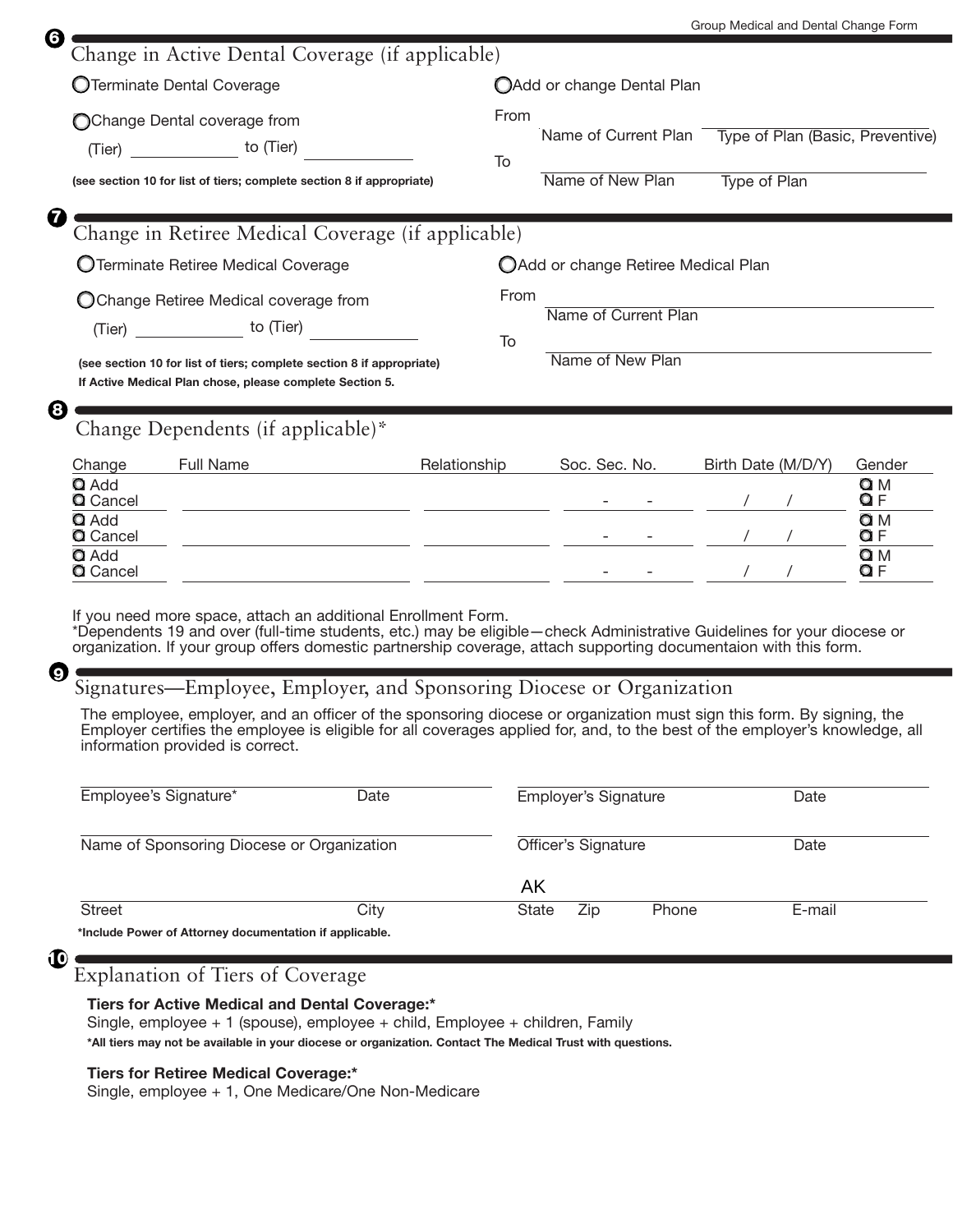## 6 Change in Active Dental Coverage (if applicable)

○ Terminate Dental Coverage

○ Change Dental coverage from

(Tier) ____________ to (Tier) ____________

**(see section 10 for list of tiers; complete section 8 if appropriate)**

○ Add or change Dental Plan

From ____________ Name of Current Plan ____________ Type of Plan (Basic, Preventive)

To ____________ Name of New Plan ____________ Type of Plan

## 7 Change in Retiree Medical Coverage (if applicable)

○ Terminate Retiree Medical Coverage

○ Change Retiree Medical coverage from

(Tier) ____________ to (Tier) ____________

**(see section 10 for list of tiers; complete section 8 if appropriate)**
**If Active Medical Plan chose, please complete Section 5.**

○ Add or change Retiree Medical Plan

From ____________ Name of Current Plan

To ____________ Name of New Plan

## 8 Change Dependents (if applicable)*

| Change | Full Name | Relationship | Soc. Sec. No. | Birth Date (M/D/Y) | Gender |
|---|---|---|---|---|---|
| ❑ Add ❑ Cancel | | | - - | / / | ❑ M ❑ F |
| ❑ Add ❑ Cancel | | | - - | / / | ❑ M ❑ F |
| ❑ Add ❑ Cancel | | | - - | / / | ❑ M ❑ F |

If you need more space, attach an additional Enrollment Form.
*Dependents 19 and over (full-time students, etc.) may be eligible—check Administrative Guidelines for your diocese or organization. If your group offers domestic partnership coverage, attach supporting documentaion with this form.

## 9 Signatures—Employee, Employer, and Sponsoring Diocese or Organization

The employee, employer, and an officer of the sponsoring diocese or organization must sign this form. By signing, the Employer certifies the employee is eligible for all coverages applied for, and, to the best of the employer's knowledge, all information provided is correct.

Employee's Signature* ____________ Date ____________

Employer's Signature ____________ Date ____________

Name of Sponsoring Diocese or Organization ____________

Officer's Signature ____________ Date ____________

Street ____________ City ____________ State AK Zip ____________ Phone ____________ E-mail ____________

**\*Include Power of Attorney documentation if applicable.**

## 10 Explanation of Tiers of Coverage

**Tiers for Active Medical and Dental Coverage:***
Single, employee + 1 (spouse), employee + child, Employee + children, Family

**\*All tiers may not be available in your diocese or organization. Contact The Medical Trust with questions.**

**Tiers for Retiree Medical Coverage:***
Single, employee + 1, One Medicare/One Non-Medicare